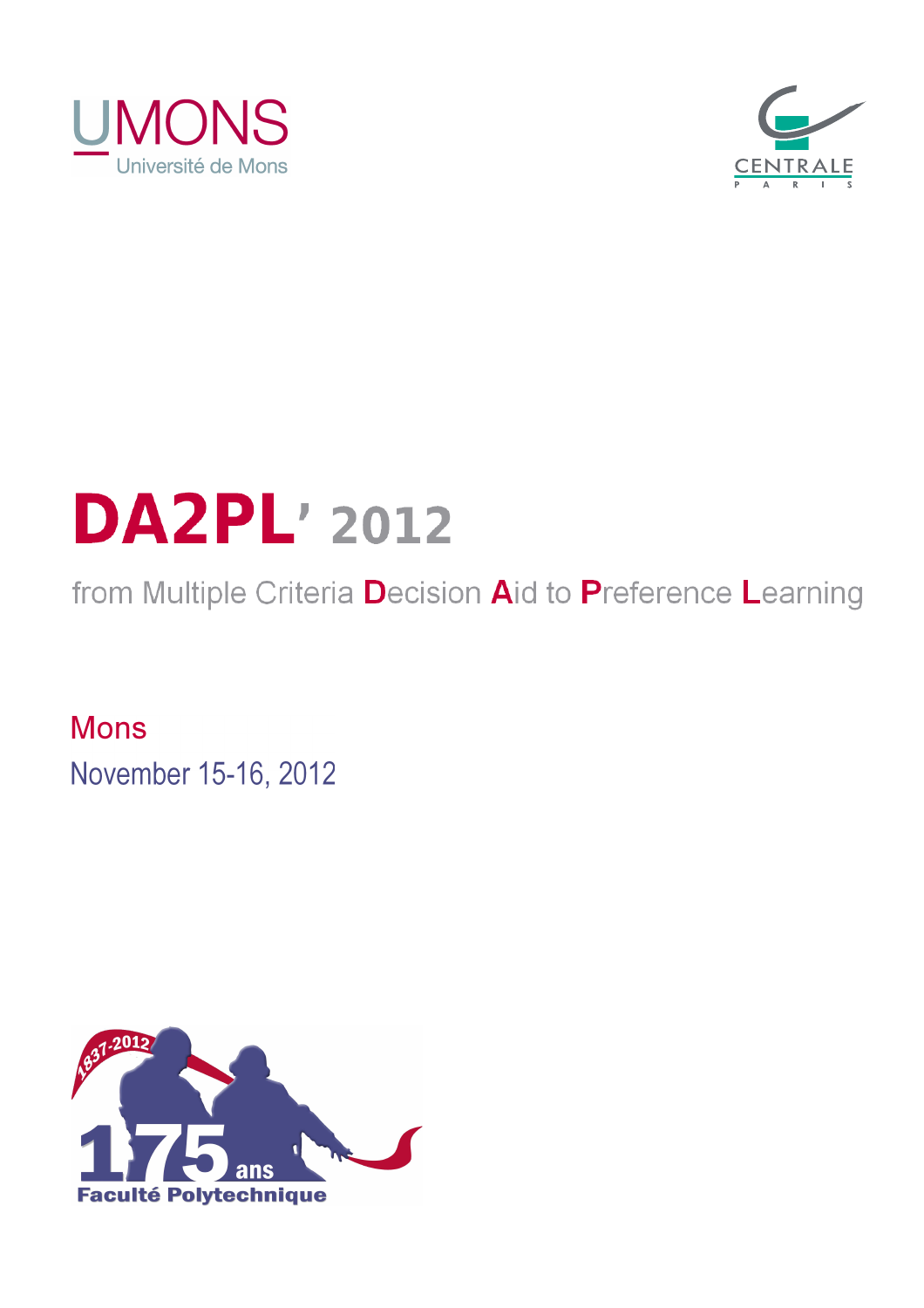UMONS
Université de Mons

CENTRALE
PARIS

# DA2PL' 2012

from Multiple Criteria **D**ecision **A**id to **P**reference **L**earning

Mons

November 15-16, 2012

1837-2012

175 ans

Faculté Polytechnique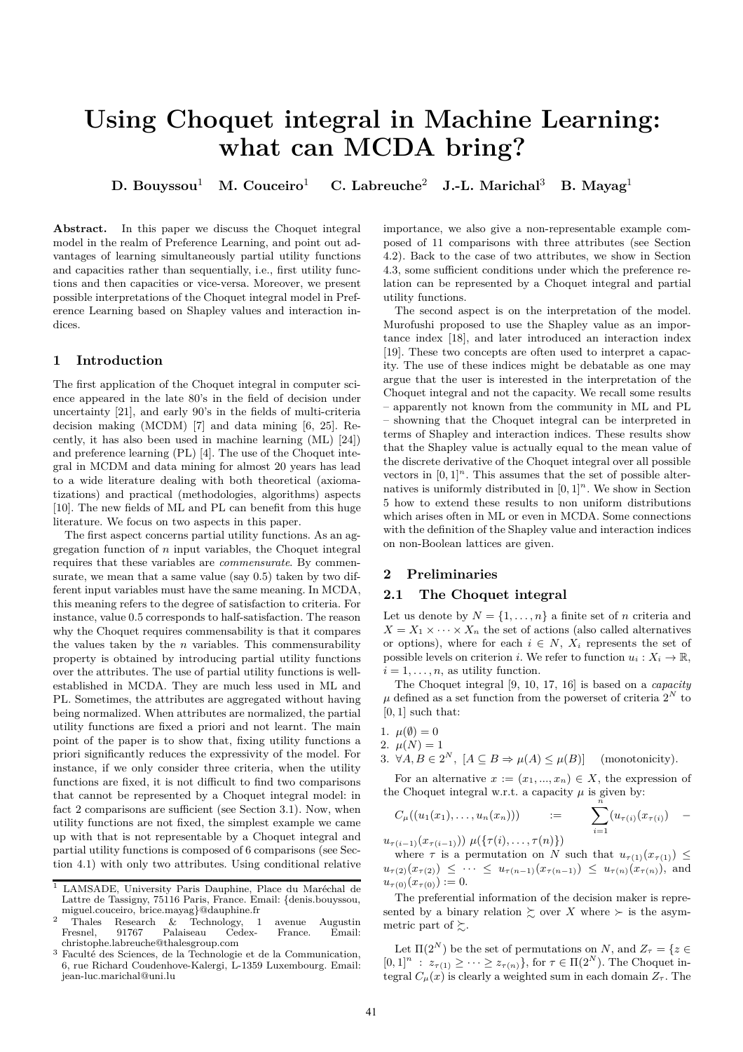# Using Choquet integral in Machine Learning: what can MCDA bring?

**D. Bouyssou**[1] **M. Couceiro**[1] **C. Labreuche**[2] **J.-L. Marichal**[3] **B. Mayag**[1]

**Abstract.** In this paper we discuss the Choquet integral model in the realm of Preference Learning, and point out advantages of learning simultaneously partial utility functions and capacities rather than sequentially, i.e., first utility functions and then capacities or vice-versa. Moreover, we present possible interpretations of the Choquet integral model in Preference Learning based on Shapley values and interaction indices.

## 1 Introduction

The first application of the Choquet integral in computer science appeared in the late 80's in the field of decision under uncertainty [21], and early 90's in the fields of multi-criteria decision making (MCDM) [7] and data mining [6, 25]. Recently, it has also been used in machine learning (ML) [24]) and preference learning (PL) [4]. The use of the Choquet integral in MCDM and data mining for almost 20 years has lead to a wide literature dealing with both theoretical (axiomatizations) and practical (methodologies, algorithms) aspects [10]. The new fields of ML and PL can benefit from this huge literature. We focus on two aspects in this paper.

The first aspect concerns partial utility functions. As an aggregation function of $n$ input variables, the Choquet integral requires that these variables are *commensurate*. By commensurate, we mean that a same value (say 0.5) taken by two different input variables must have the same meaning. In MCDA, this meaning refers to the degree of satisfaction to criteria. For instance, value 0.5 corresponds to half-satisfaction. The reason why the Choquet requires commensability is that it compares the values taken by the $n$ variables. This commensurability property is obtained by introducing partial utility functions over the attributes. The use of partial utility functions is well-established in MCDA. They are much less used in ML and PL. Sometimes, the attributes are aggregated without having being normalized. When attributes are normalized, the partial utility functions are fixed a priori and not learnt. The main point of the paper is to show that, fixing utility functions a priori significantly reduces the expressivity of the model. For instance, if we only consider three criteria, when the utility functions are fixed, it is not difficult to find two comparisons that cannot be represented by a Choquet integral model: in fact 2 comparisons are sufficient (see Section 3.1). Now, when utility functions are not fixed, the simplest example we came up with that is not representable by a Choquet integral and partial utility functions is composed of 6 comparisons (see Section 4.1) with only two attributes. Using conditional relative importance, we also give a non-representable example composed of 11 comparisons with three attributes (see Section 4.2). Back to the case of two attributes, we show in Section 4.3, some sufficient conditions under which the preference relation can be represented by a Choquet integral and partial utility functions.

The second aspect is on the interpretation of the model. Murofushi proposed to use the Shapley value as an importance index [18], and later introduced an interaction index [19]. These two concepts are often used to interpret a capacity. The use of these indices might be debatable as one may argue that the user is interested in the interpretation of the Choquet integral and not the capacity. We recall some results – apparently not known from the community in ML and PL – showning that the Choquet integral can be interpreted in terms of Shapley and interaction indices. These results show that the Shapley value is actually equal to the mean value of the discrete derivative of the Choquet integral over all possible vectors in $[0,1]^n$. This assumes that the set of possible alternatives is uniformly distributed in $[0,1]^n$. We show in Section 5 how to extend these results to non uniform distributions which arises often in ML or even in MCDA. Some connections with the definition of the Shapley value and interaction indices on non-Boolean lattices are given.

## 2 Preliminaries

### 2.1 The Choquet integral

Let us denote by $N = \{1,\dots,n\}$ a finite set of $n$ criteria and $X = X_1 \times \cdots \times X_n$ the set of actions (also called alternatives or options), where for each $i \in N$, $X_i$ represents the set of possible levels on criterion $i$. We refer to function $u_i : X_i \to \mathbb{R}$, $i = 1,\dots,n$, as utility function.

The Choquet integral [9, 10, 17, 16] is based on a *capacity* $\mu$ defined as a set function from the powerset of criteria $2^N$ to $[0,1]$ such that:

1. $\mu(\emptyset) = 0$
2. $\mu(N) = 1$
3. $\forall A, B \in 2^N,\ [A \subseteq B \Rightarrow \mu(A) \leq \mu(B)]$ (monotonicity).

For an alternative $x := (x_1, ..., x_n) \in X$, the expression of the Choquet integral w.r.t. a capacity $\mu$ is given by:

$$C_\mu((u_1(x_1),\dots,u_n(x_n))) := \sum_{i=1}^{n} (u_{\tau(i)}(x_{\tau(i)}) - u_{\tau(i-1)}(x_{\tau(i-1)}))\ \mu(\{\tau(i),\dots,\tau(n)\})$$

where $\tau$ is a permutation on $N$ such that $u_{\tau(1)}(x_{\tau(1)}) \leq u_{\tau(2)}(x_{\tau(2)}) \leq \cdots \leq u_{\tau(n-1)}(x_{\tau(n-1)}) \leq u_{\tau(n)}(x_{\tau(n)})$, and $u_{\tau(0)}(x_{\tau(0)}) := 0$.

The preferential information of the decision maker is represented by a binary relation $\succsim$ over $X$ where $\succ$ is the asymmetric part of $\succsim$.

Let $\Pi(2^N)$ be the set of permutations on $N$, and $Z_\tau = \{z \in [0,1]^n : z_{\tau(1)} \geq \cdots \geq z_{\tau(n)}\}$, for $\tau \in \Pi(2^N)$. The Choquet integral $C_\mu(x)$ is clearly a weighted sum in each domain $Z_\tau$. The

[1] LAMSADE, University Paris Dauphine, Place du Maréchal de Lattre de Tassigny, 75116 Paris, France. Email: {denis.bouyssou, miguel.couceiro, brice.mayag}@dauphine.fr

[2] Thales Research & Technology, 1 avenue Augustin Fresnel, 91767 Palaiseau Cedex- France. Email: christophe.labreuche@thalesgroup.com

[3] Faculté des Sciences, de la Technologie et de la Communication, 6, rue Richard Coudenhove-Kalergi, L-1359 Luxembourg. Email: jean-luc.marichal@uni.lu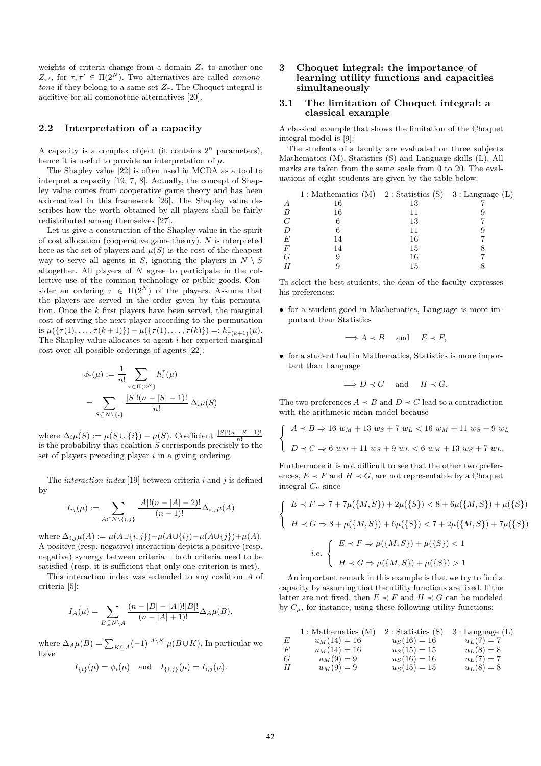weights of criteria change from a domain $Z_\tau$ to another one $Z_{\tau'}$, for $\tau, \tau' \in \Pi(2^N)$. Two alternatives are called *comonotone* if they belong to a same set $Z_\tau$. The Choquet integral is additive for all comonotone alternatives [20].

## 2.2 Interpretation of a capacity

A capacity is a complex object (it contains $2^n$ parameters), hence it is useful to provide an interpretation of $\mu$.

The Shapley value [22] is often used in MCDA as a tool to interpret a capacity [19, 7, 8]. Actually, the concept of Shapley value comes from cooperative game theory and has been axiomatized in this framework [26]. The Shapley value describes how the worth obtained by all players shall be fairly redistributed among themselves [27].

Let us give a construction of the Shapley value in the spirit of cost allocation (cooperative game theory). $N$ is interpreted here as the set of players and $\mu(S)$ is the cost of the cheapest way to serve all agents in $S$, ignoring the players in $N \setminus S$ altogether. All players of $N$ agree to participate in the collective use of the common technology or public goods. Consider an ordering $\tau \in \Pi(2^N)$ of the players. Assume that the players are served in the order given by this permutation. Once the $k$ first players have been served, the marginal cost of serving the next player according to the permutation is $\mu(\{\tau(1), \dots, \tau(k+1)\}) - \mu(\{\tau(1), \dots, \tau(k)\}) =: h^\tau_{\tau(k+1)}(\mu)$. The Shapley value allocates to agent $i$ her expected marginal cost over all possible orderings of agents [22]:

$$\phi_i(\mu) := \frac{1}{n!} \sum_{\tau \in \Pi(2^N)} h^\tau_i(\mu)$$

$$= \sum_{S \subseteq N \setminus \{i\}} \frac{|S|!(n-|S|-1)!}{n!} \, \Delta_i \mu(S)$$

where $\Delta_i \mu(S) := \mu(S \cup \{i\}) - \mu(S)$. Coefficient $\frac{|S|!(n-|S|-1)!}{n!}$ is the probability that coalition $S$ corresponds precisely to the set of players preceding player $i$ in a giving ordering.

The *interaction index* [19] between criteria $i$ and $j$ is defined by

$$I_{ij}(\mu) := \sum_{A \subset N \setminus \{i,j\}} \frac{|A|!(n-|A|-2)!}{(n-1)!} \Delta_{i,j} \mu(A)$$

where $\Delta_{i,j}\mu(A) := \mu(A \cup \{i,j\}) - \mu(A \cup \{i\}) - \mu(A \cup \{j\}) + \mu(A)$. A positive (resp. negative) interaction depicts a positive (resp. negative) synergy between criteria – both criteria need to be satisfied (resp. it is sufficient that only one criterion is met).

This interaction index was extended to any coalition $A$ of criteria [5]:

$$I_A(\mu) = \sum_{B \subseteq N \setminus A} \frac{(n-|B|-|A|)!|B|!}{(n-|A|+1)!} \Delta_A \mu(B),$$

where $\Delta_A \mu(B) = \sum_{K \subseteq A} (-1)^{|A \setminus K|} \mu(B \cup K)$. In particular we have

$$I_{\{i\}}(\mu) = \phi_i(\mu) \quad \text{and} \quad I_{\{i,j\}}(\mu) = I_{i,j}(\mu).$$

# 3 Choquet integral: the importance of learning utility functions and capacities simultaneously

## 3.1 The limitation of Choquet integral: a classical example

A classical example that shows the limitation of the Choquet integral model is [9]:

The students of a faculty are evaluated on three subjects Mathematics (M), Statistics (S) and Language skills (L). All marks are taken from the same scale from 0 to 20. The evaluations of eight students are given by the table below:

| | 1 : Mathematics (M) | 2 : Statistics (S) | 3 : Language (L) |
|---|---|---|---|
| $A$ | 16 | 13 | 7 |
| $B$ | 16 | 11 | 9 |
| $C$ | 6 | 13 | 7 |
| $D$ | 6 | 11 | 9 |
| $E$ | 14 | 16 | 7 |
| $F$ | 14 | 15 | 8 |
| $G$ | 9 | 16 | 7 |
| $H$ | 9 | 15 | 8 |

To select the best students, the dean of the faculty expresses his preferences:

- for a student good in Mathematics, Language is more important than Statistics

$$\Longrightarrow A \prec B \quad \text{and} \quad E \prec F,$$

- for a student bad in Mathematics, Statistics is more important than Language

$$\Longrightarrow D \prec C \quad \text{and} \quad H \prec G.$$

The two preferences $A \prec B$ and $D \prec C$ lead to a contradiction with the arithmetic mean model because

$$\begin{cases} A \prec B \Rightarrow 16\ w_M + 13\ w_S + 7\ w_L < 16\ w_M + 11\ w_S + 9\ w_L \\ D \prec C \Rightarrow 6\ w_M + 11\ w_S + 9\ w_L < 6\ w_M + 13\ w_S + 7\ w_L. \end{cases}$$

Furthermore it is not difficult to see that the other two preferences, $E \prec F$ and $H \prec G$, are not representable by a Choquet integral $C_\mu$ since

$$\begin{cases} E \prec F \Rightarrow 7 + 7\mu(\{M,S\}) + 2\mu(\{S\}) < 8 + 6\mu(\{M,S\}) + \mu(\{S\}) \\ H \prec G \Rightarrow 8 + \mu(\{M,S\}) + 6\mu(\{S\}) < 7 + 2\mu(\{M,S\}) + 7\mu(\{S\}) \end{cases}$$

$$i.e. \begin{cases} E \prec F \Rightarrow \mu(\{M,S\}) + \mu(\{S\}) < 1 \\ H \prec G \Rightarrow \mu(\{M,S\}) + \mu(\{S\}) > 1 \end{cases}$$

An important remark in this example is that we try to find a capacity by assuming that the utility functions are fixed. If the latter are not fixed, then $E \prec F$ and $H \prec G$ can be modeled by $C_\mu$, for instance, using these following utility functions:

| | 1 : Mathematics (M) | 2 : Statistics (S) | 3 : Language (L) |
|---|---|---|---|
| $E$ | $u_M(14) = 16$ | $u_S(16) = 16$ | $u_L(7) = 7$ |
| $F$ | $u_M(14) = 16$ | $u_S(15) = 15$ | $u_L(8) = 8$ |
| $G$ | $u_M(9) = 9$ | $u_S(16) = 16$ | $u_L(7) = 7$ |
| $H$ | $u_M(9) = 9$ | $u_S(15) = 15$ | $u_L(8) = 8$ |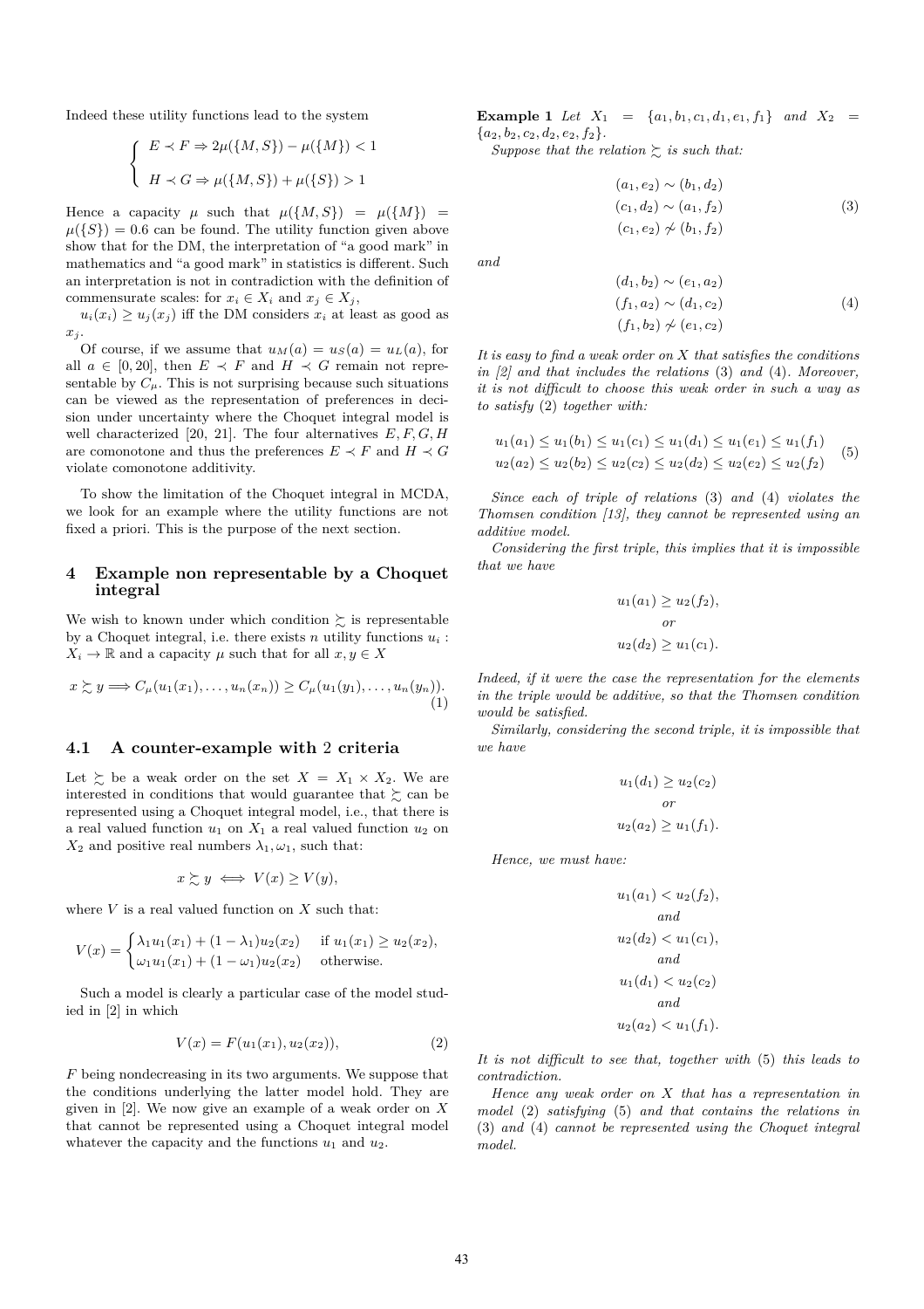Indeed these utility functions lead to the system

$$\begin{cases} E \prec F \Rightarrow 2\mu(\{M,S\}) - \mu(\{M\}) < 1 \\ H \prec G \Rightarrow \mu(\{M,S\}) + \mu(\{S\}) > 1 \end{cases}$$

Hence a capacity $\mu$ such that $\mu(\{M,S\}) = \mu(\{M\}) = \mu(\{S\}) = 0.6$ can be found. The utility function given above show that for the DM, the interpretation of "a good mark" in mathematics and "a good mark" in statistics is different. Such an interpretation is not in contradiction with the definition of commensurate scales: for $x_i \in X_i$ and $x_j \in X_j$, $u_i(x_i) \geq u_j(x_j)$ iff the DM considers $x_i$ at least as good as $x_j$.

Of course, if we assume that $u_M(a) = u_S(a) = u_L(a)$, for all $a \in [0, 20]$, then $E \prec F$ and $H \prec G$ remain not representable by $C_\mu$. This is not surprising because such situations can be viewed as the representation of preferences in decision under uncertainty where the Choquet integral model is well characterized [20, 21]. The four alternatives $E, F, G, H$ are comonotone and thus the preferences $E \prec F$ and $H \prec G$ violate comonotone additivity.

To show the limitation of the Choquet integral in MCDA, we look for an example where the utility functions are not fixed a priori. This is the purpose of the next section.

## 4 Example non representable by a Choquet integral

We wish to known under which condition $\succsim$ is representable by a Choquet integral, i.e. there exists $n$ utility functions $u_i : X_i \to \mathbb{R}$ and a capacity $\mu$ such that for all $x, y \in X$

$$x \succsim y \Longrightarrow C_\mu(u_1(x_1), \ldots, u_n(x_n)) \geq C_\mu(u_1(y_1), \ldots, u_n(y_n)). \quad (1)$$

### 4.1 A counter-example with 2 criteria

Let $\succsim$ be a weak order on the set $X = X_1 \times X_2$. We are interested in conditions that would guarantee that $\succsim$ can be represented using a Choquet integral model, i.e., that there is a real valued function $u_1$ on $X_1$ a real valued function $u_2$ on $X_2$ and positive real numbers $\lambda_1, \omega_1$, such that:

$$x \succsim y \iff V(x) \geq V(y),$$

where $V$ is a real valued function on $X$ such that:

$$V(x) = \begin{cases} \lambda_1 u_1(x_1) + (1 - \lambda_1) u_2(x_2) & \text{if } u_1(x_1) \geq u_2(x_2), \\ \omega_1 u_1(x_1) + (1 - \omega_1) u_2(x_2) & \text{otherwise.} \end{cases}$$

Such a model is clearly a particular case of the model studied in [2] in which

$$V(x) = F(u_1(x_1), u_2(x_2)), \quad (2)$$

$F$ being nondecreasing in its two arguments. We suppose that the conditions underlying the latter model hold. They are given in [2]. We now give an example of a weak order on $X$ that cannot be represented using a Choquet integral model whatever the capacity and the functions $u_1$ and $u_2$.

**Example 1** *Let $X_1 = \{a_1, b_1, c_1, d_1, e_1, f_1\}$ and $X_2 = \{a_2, b_2, c_2, d_2, e_2, f_2\}$.*

*Suppose that the relation $\succsim$ is such that:*

$$\begin{aligned} (a_1, e_2) &\sim (b_1, d_2) \\ (c_1, d_2) &\sim (a_1, f_2) \\ (c_1, e_2) &\not\sim (b_1, f_2) \end{aligned} \quad (3)$$

*and*

$$\begin{aligned} (d_1, b_2) &\sim (e_1, a_2) \\ (f_1, a_2) &\sim (d_1, c_2) \\ (f_1, b_2) &\not\sim (e_1, c_2) \end{aligned} \quad (4)$$

*It is easy to find a weak order on $X$ that satisfies the conditions in [2] and that includes the relations* (3) *and* (4)*. Moreover, it is not difficult to choose this weak order in such a way as to satisfy* (2) *together with:*

$$\begin{aligned} u_1(a_1) \leq u_1(b_1) \leq u_1(c_1) \leq u_1(d_1) \leq u_1(e_1) \leq u_1(f_1) \\ u_2(a_2) \leq u_2(b_2) \leq u_2(c_2) \leq u_2(d_2) \leq u_2(e_2) \leq u_2(f_2) \end{aligned} \quad (5)$$

*Since each of triple of relations* (3) *and* (4) *violates the Thomsen condition [13], they cannot be represented using an additive model.*

*Considering the first triple, this implies that it is impossible that we have*

$$u_1(a_1) \geq u_2(f_2),$$
$$or$$
$$u_2(d_2) \geq u_1(c_1).$$

*Indeed, if it were the case the representation for the elements in the triple would be additive, so that the Thomsen condition would be satisfied.*

*Similarly, considering the second triple, it is impossible that we have*

$$u_1(d_1) \geq u_2(c_2)$$
$$or$$
$$u_2(a_2) \geq u_1(f_1).$$

*Hence, we must have:*

$$u_1(a_1) < u_2(f_2),$$
$$and$$
$$u_2(d_2) < u_1(c_1),$$
$$and$$
$$u_1(d_1) < u_2(c_2)$$
$$and$$
$$u_2(a_2) < u_1(f_1).$$

*It is not difficult to see that, together with* (5) *this leads to contradiction.*

*Hence any weak order on $X$ that has a representation in model* (2) *satisfying* (5) *and that contains the relations in* (3) *and* (4) *cannot be represented using the Choquet integral model.*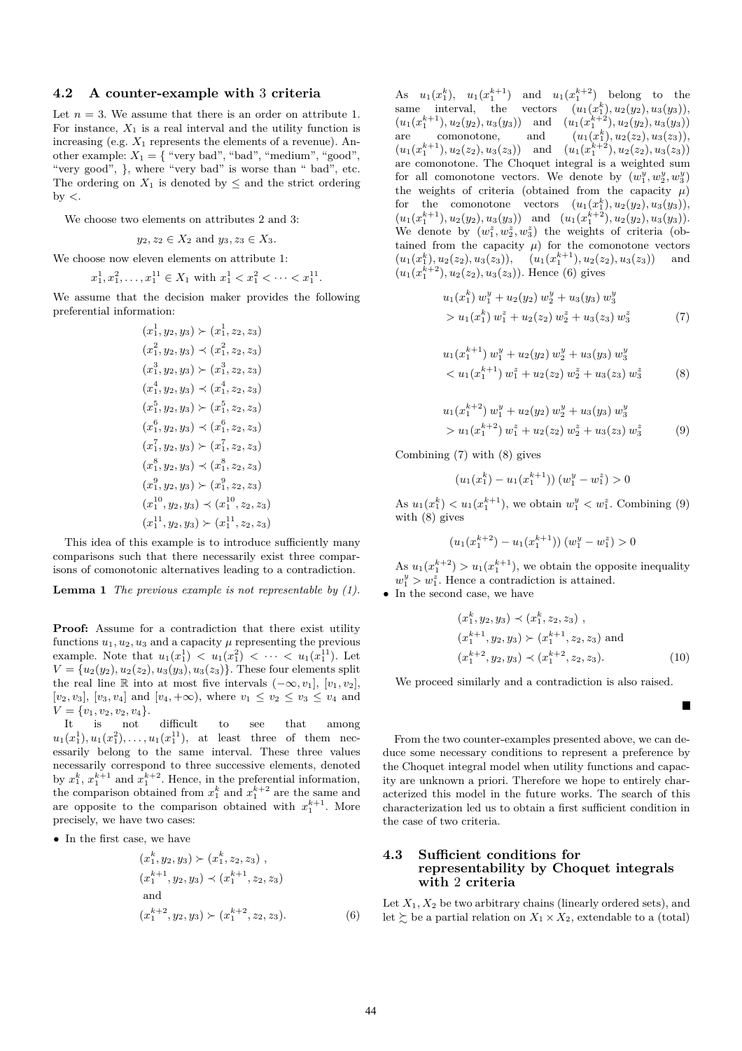### 4.2 A counter-example with 3 criteria

Let $n = 3$. We assume that there is an order on attribute 1. For instance, $X_1$ is a real interval and the utility function is increasing (e.g. $X_1$ represents the elements of a revenue). Another example: $X_1 = \{$ "very bad", "bad", "medium", "good", "very good", $\}$, where "very bad" is worse than " bad", etc. The ordering on $X_1$ is denoted by $\leq$ and the strict ordering by $<$.

We choose two elements on attributes 2 and 3:

$$y_2, z_2 \in X_2 \text{ and } y_3, z_3 \in X_3.$$

We choose now eleven elements on attribute 1:

$$x_1^1, x_1^2, \ldots, x_1^{11} \in X_1 \text{ with } x_1^1 < x_1^2 < \cdots < x_1^{11}.$$

We assume that the decision maker provides the following preferential information:

$$\begin{aligned}
(x_1^1, y_2, y_3) &\succ (x_1^1, z_2, z_3)\\
(x_1^2, y_2, y_3) &\prec (x_1^2, z_2, z_3)\\
(x_1^3, y_2, y_3) &\succ (x_1^3, z_2, z_3)\\
(x_1^4, y_2, y_3) &\prec (x_1^4, z_2, z_3)\\
(x_1^5, y_2, y_3) &\succ (x_1^5, z_2, z_3)\\
(x_1^6, y_2, y_3) &\prec (x_1^6, z_2, z_3)\\
(x_1^7, y_2, y_3) &\succ (x_1^7, z_2, z_3)\\
(x_1^8, y_2, y_3) &\prec (x_1^8, z_2, z_3)\\
(x_1^9, y_2, y_3) &\succ (x_1^9, z_2, z_3)\\
(x_1^{10}, y_2, y_3) &\prec (x_1^{10}, z_2, z_3)\\
(x_1^{11}, y_2, y_3) &\succ (x_1^{11}, z_2, z_3)
\end{aligned}$$

This idea of this example is to introduce sufficiently many comparisons such that there necessarily exist three comparisons of comonotonic alternatives leading to a contradiction.

**Lemma 1** *The previous example is not representable by (1).*

**Proof:** Assume for a contradiction that there exist utility functions $u_1, u_2, u_3$ and a capacity $\mu$ representing the previous example. Note that $u_1(x_1^1) < u_1(x_1^2) < \cdots < u_1(x_1^{11})$. Let $V = \{u_2(y_2), u_2(z_2), u_3(y_3), u_3(z_3)\}$. These four elements split the real line $\mathbb{R}$ into at most five intervals $(-\infty, v_1]$, $[v_1, v_2]$, $[v_2, v_3]$, $[v_3, v_4]$ and $[v_4, +\infty)$, where $v_1 \leq v_2 \leq v_3 \leq v_4$ and $V = \{v_1, v_2, v_2, v_4\}$.

It is not difficult to see that among $u_1(x_1^1), u_1(x_1^2), \ldots, u_1(x_1^{11})$, at least three of them necessarily belong to the same interval. These three values necessarily correspond to three successive elements, denoted by $x_1^k$, $x_1^{k+1}$ and $x_1^{k+2}$. Hence, in the preferential information, the comparison obtained from $x_1^k$ and $x_1^{k+2}$ are the same and are opposite to the comparison obtained with $x_1^{k+1}$. More precisely, we have two cases:

- In the first case, we have

$$\begin{aligned}
&(x_1^k, y_2, y_3) \succ (x_1^k, z_2, z_3)\ ,\\
&(x_1^{k+1}, y_2, y_3) \prec (x_1^{k+1}, z_2, z_3)\\
&\text{and}\\
&(x_1^{k+2}, y_2, y_3) \succ (x_1^{k+2}, z_2, z_3). \qquad (6)
\end{aligned}$$

As $u_1(x_1^k)$, $u_1(x_1^{k+1})$ and $u_1(x_1^{k+2})$ belong to the same interval, the vectors $(u_1(x_1^k), u_2(y_2), u_3(y_3))$, $(u_1(x_1^{k+1}), u_2(y_2), u_3(y_3))$ and $(u_1(x_1^{k+2}), u_2(y_2), u_3(y_3))$ are comonotone, and $(u_1(x_1^k), u_2(z_2), u_3(z_3))$, $(u_1(x_1^{k+1}), u_2(z_2), u_3(z_3))$ and $(u_1(x_1^{k+2}), u_2(z_2), u_3(z_3))$ are comonotone. The Choquet integral is a weighted sum for all comonotone vectors. We denote by $(w_1^y, w_2^y, w_3^y)$ the weights of criteria (obtained from the capacity $\mu$) for the comonotone vectors $(u_1(x_1^k), u_2(y_2), u_3(y_3))$, $(u_1(x_1^{k+1}), u_2(y_2), u_3(y_3))$ and $(u_1(x_1^{k+2}), u_2(y_2), u_3(y_3))$. We denote by $(w_1^z, w_2^z, w_3^z)$ the weights of criteria (obtained from the capacity $\mu$) for the comonotone vectors $(u_1(x_1^k), u_2(z_2), u_3(z_3))$, $(u_1(x_1^{k+1}), u_2(z_2), u_3(z_3))$ and $(u_1(x_1^{k+2}), u_2(z_2), u_3(z_3))$. Hence (6) gives

$$\begin{aligned}
&u_1(x_1^k)\, w_1^y + u_2(y_2)\, w_2^y + u_3(y_3)\, w_3^y\\
&> u_1(x_1^k)\, w_1^z + u_2(z_2)\, w_2^z + u_3(z_3)\, w_3^z \qquad (7)
\end{aligned}$$

$$\begin{aligned}
&u_1(x_1^{k+1})\, w_1^y + u_2(y_2)\, w_2^y + u_3(y_3)\, w_3^y\\
&< u_1(x_1^{k+1})\, w_1^z + u_2(z_2)\, w_2^z + u_3(z_3)\, w_3^z \qquad (8)
\end{aligned}$$

$$\begin{aligned}
&u_1(x_1^{k+2})\, w_1^y + u_2(y_2)\, w_2^y + u_3(y_3)\, w_3^y\\
&> u_1(x_1^{k+2})\, w_1^z + u_2(z_2)\, w_2^z + u_3(z_3)\, w_3^z \qquad (9)
\end{aligned}$$

Combining (7) with (8) gives

$$(u_1(x_1^k) - u_1(x_1^{k+1}))\,(w_1^y - w_1^z) > 0$$

As $u_1(x_1^k) < u_1(x_1^{k+1})$, we obtain $w_1^y < w_1^z$. Combining (9) with (8) gives

$$(u_1(x_1^{k+2}) - u_1(x_1^{k+1}))\,(w_1^y - w_1^z) > 0$$

As $u_1(x_1^{k+2}) > u_1(x_1^{k+1})$, we obtain the opposite inequality $w_1^y > w_1^z$. Hence a contradiction is attained.

- In the second case, we have

$$\begin{aligned}
&(x_1^k, y_2, y_3) \prec (x_1^k, z_2, z_3)\ ,\\
&(x_1^{k+1}, y_2, y_3) \succ (x_1^{k+1}, z_2, z_3) \text{ and}\\
&(x_1^{k+2}, y_2, y_3) \prec (x_1^{k+2}, z_2, z_3). \qquad (10)
\end{aligned}$$

We proceed similarly and a contradiction is also raised.

■

From the two counter-examples presented above, we can deduce some necessary conditions to represent a preference by the Choquet integral model when utility functions and capacity are unknown a priori. Therefore we hope to entirely characterized this model in the future works. The search of this characterization led us to obtain a first sufficient condition in the case of two criteria.

### 4.3 Sufficient conditions for representability by Choquet integrals with 2 criteria

Let $X_1, X_2$ be two arbitrary chains (linearly ordered sets), and let $\succsim$ be a partial relation on $X_1 \times X_2$, extendable to a (total)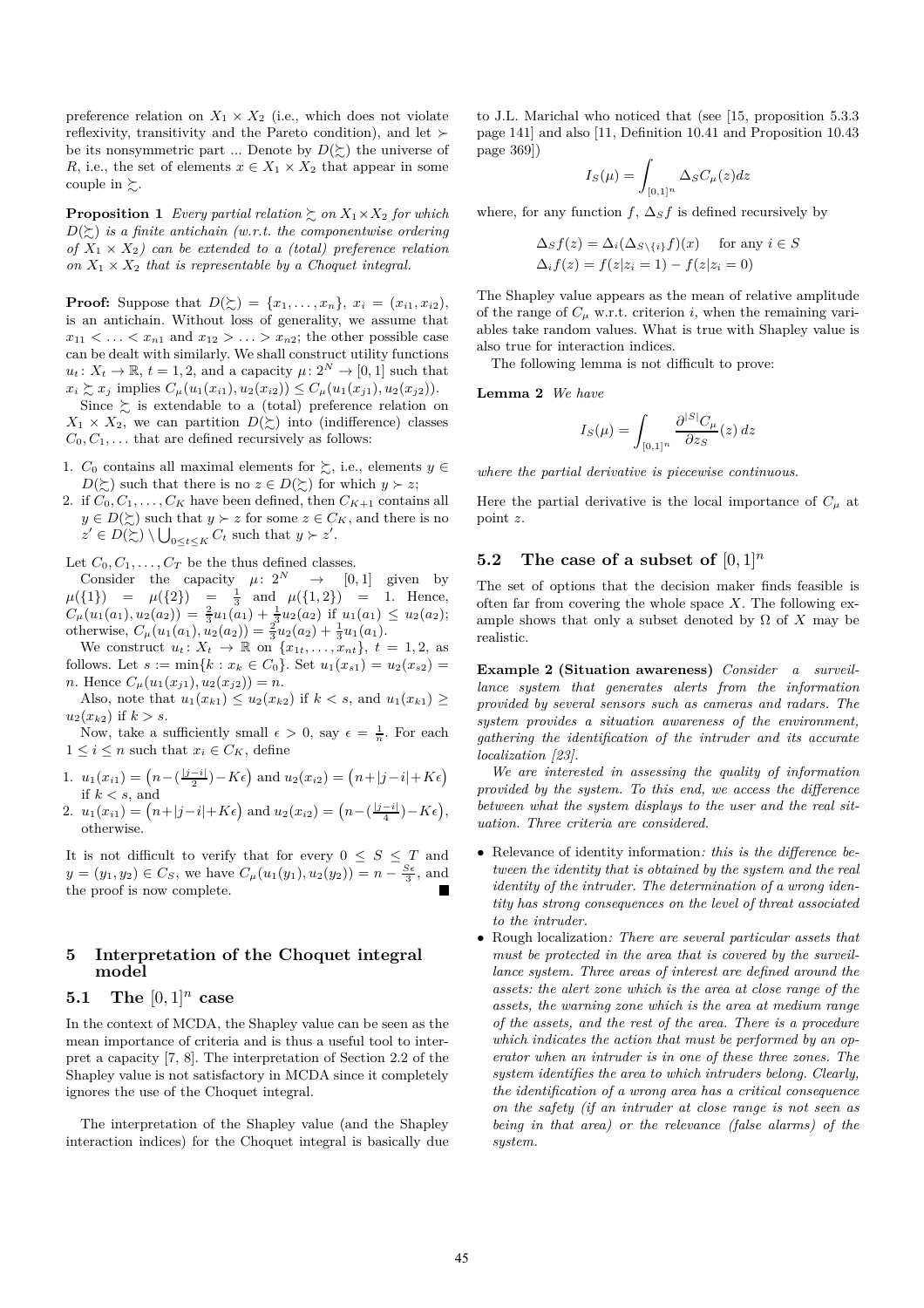preference relation on $X_1 \times X_2$ (i.e., which does not violate reflexivity, transitivity and the Pareto condition), and let $\succ$ be its nonsymmetric part ... Denote by $D(\succsim)$ the universe of $R$, i.e., the set of elements $x \in X_1 \times X_2$ that appear in some couple in $\succsim$.

**Proposition 1** *Every partial relation $\succsim$ on $X_1 \times X_2$ for which $D(\succsim)$ is a finite antichain (w.r.t. the componentwise ordering of $X_1 \times X_2$) can be extended to a (total) preference relation on $X_1 \times X_2$ that is representable by a Choquet integral.*

**Proof:** Suppose that $D(\succsim) = \{x_1, \dots, x_n\}$, $x_i = (x_{i1}, x_{i2})$, is an antichain. Without loss of generality, we assume that $x_{11} < \dots < x_{n1}$ and $x_{12} > \dots > x_{n2}$; the other possible case can be dealt with similarly. We shall construct utility functions $u_t \colon X_t \to \mathbb{R}$, $t = 1, 2$, and a capacity $\mu \colon 2^N \to [0, 1]$ such that $x_i \succsim x_j$ implies $C_\mu(u_1(x_{i1}), u_2(x_{i2})) \le C_\mu(u_1(x_{j1}), u_2(x_{j2}))$.

Since $\succsim$ is extendable to a (total) preference relation on $X_1 \times X_2$, we can partition $D(\succsim)$ into (indifference) classes $C_0, C_1, \dots$ that are defined recursively as follows:

1. $C_0$ contains all maximal elements for $\succsim$, i.e., elements $y \in D(\succsim)$ such that there is no $z \in D(\succsim)$ for which $y \succ z$;
2. if $C_0, C_1, \dots, C_K$ have been defined, then $C_{K+1}$ contains all $y \in D(\succsim)$ such that $y \succ z$ for some $z \in C_K$, and there is no $z' \in D(\succsim) \setminus \bigcup_{0 \le t \le K} C_t$ such that $y \succ z'$.

Let $C_0, C_1, \dots, C_T$ be the thus defined classes.

Consider the capacity $\mu \colon 2^N \to [0, 1]$ given by $\mu(\{1\}) = \mu(\{2\}) = \frac{1}{3}$ and $\mu(\{1, 2\}) = 1$. Hence, $C_\mu(u_1(a_1), u_2(a_2)) = \frac{2}{3}u_1(a_1) + \frac{1}{3}u_2(a_2)$ if $u_1(a_1) \le u_2(a_2)$; otherwise, $C_\mu(u_1(a_1), u_2(a_2)) = \frac{2}{3}u_2(a_2) + \frac{1}{3}u_1(a_1)$.

We construct $u_t \colon X_t \to \mathbb{R}$ on $\{x_{1t}, \dots, x_{nt}\}$, $t = 1, 2$, as follows. Let $s := \min\{k : x_k \in C_0\}$. Set $u_1(x_{s1}) = u_2(x_{s2}) = n$. Hence $C_\mu(u_1(x_{j1}), u_2(x_{j2})) = n$.

Also, note that $u_1(x_{k1}) \le u_2(x_{k2})$ if $k < s$, and $u_1(x_{k1}) \ge u_2(x_{k2})$ if $k > s$.

Now, take a sufficiently small $\epsilon > 0$, say $\epsilon = \frac{1}{n}$. For each $1 \le i \le n$ such that $x_i \in C_K$, define

1. $u_1(x_{i1}) = \left(n - (\frac{|j-i|}{2}) - K\epsilon\right)$ and $u_2(x_{i2}) = \left(n + |j-i| + K\epsilon\right)$ if $k < s$, and
2. $u_1(x_{i1}) = \left(n + |j-i| + K\epsilon\right)$ and $u_2(x_{i2}) = \left(n - (\frac{|j-i|}{4}) - K\epsilon\right)$, otherwise.

It is not difficult to verify that for every $0 \le S \le T$ and $y = (y_1, y_2) \in C_S$, we have $C_\mu(u_1(y_1), u_2(y_2)) = n - \frac{S\epsilon}{3}$, and the proof is now complete. ∎

## 5 Interpretation of the Choquet integral model

### 5.1 The $[0,1]^n$ case

In the context of MCDA, the Shapley value can be seen as the mean importance of criteria and is thus a useful tool to interpret a capacity [7, 8]. The interpretation of Section 2.2 of the Shapley value is not satisfactory in MCDA since it completely ignores the use of the Choquet integral.

The interpretation of the Shapley value (and the Shapley interaction indices) for the Choquet integral is basically due to J.L. Marichal who noticed that (see [15, proposition 5.3.3 page 141] and also [11, Definition 10.41 and Proposition 10.43 page 369])

$$I_S(\mu) = \int_{[0,1]^n} \Delta_S C_\mu(z) dz$$

where, for any function $f$, $\Delta_S f$ is defined recursively by

$$\Delta_S f(z) = \Delta_i(\Delta_{S \setminus \{i\}} f)(x) \quad \text{for any } i \in S$$
$$\Delta_i f(z) = f(z|z_i = 1) - f(z|z_i = 0)$$

The Shapley value appears as the mean of relative amplitude of the range of $C_\mu$ w.r.t. criterion $i$, when the remaining variables take random values. What is true with Shapley value is also true for interaction indices.

The following lemma is not difficult to prove:

**Lemma 2** *We have*

$$I_S(\mu) = \int_{[0,1]^n} \frac{\partial^{|S|} C_\mu}{\partial z_S}(z)\, dz$$

*where the partial derivative is piecewise continuous.*

Here the partial derivative is the local importance of $C_\mu$ at point $z$.

### 5.2 The case of a subset of $[0,1]^n$

The set of options that the decision maker finds feasible is often far from covering the whole space $X$. The following example shows that only a subset denoted by $\Omega$ of $X$ may be realistic.

**Example 2 (Situation awareness)** *Consider a surveillance system that generates alerts from the information provided by several sensors such as cameras and radars. The system provides a situation awareness of the environment, gathering the identification of the intruder and its accurate localization [23].*

*We are interested in assessing the quality of information provided by the system. To this end, we access the difference between what the system displays to the user and the real situation. Three criteria are considered.*

- Relevance of identity information*: this is the difference between the identity that is obtained by the system and the real identity of the intruder. The determination of a wrong identity has strong consequences on the level of threat associated to the intruder.*
- Rough localization*: There are several particular assets that must be protected in the area that is covered by the surveillance system. Three areas of interest are defined around the assets: the alert zone which is the area at close range of the assets, the warning zone which is the area at medium range of the assets, and the rest of the area. There is a procedure which indicates the action that must be performed by an operator when an intruder is in one of these three zones. The system identifies the area to which intruders belong. Clearly, the identification of a wrong area has a critical consequence on the safety (if an intruder at close range is not seen as being in that area) or the relevance (false alarms) of the system.*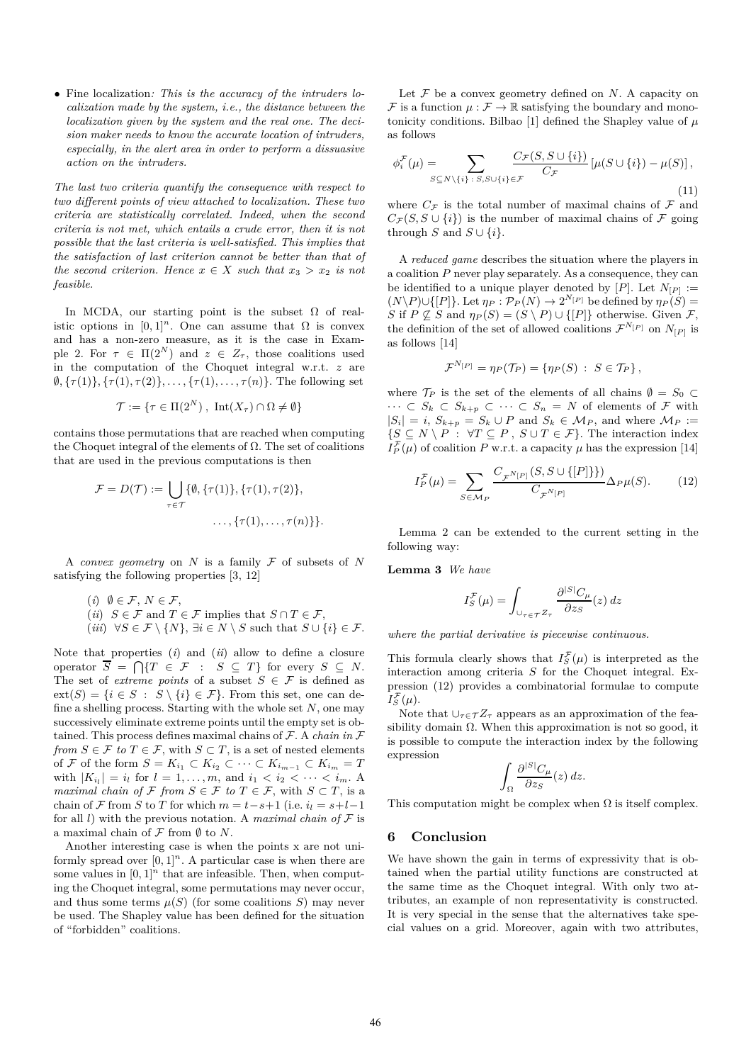- Fine localization*: This is the accuracy of the intruders localization made by the system, i.e., the distance between the localization given by the system and the real one. The decision maker needs to know the accurate location of intruders, especially, in the alert area in order to perform a dissuasive action on the intruders.*

*The last two criteria quantify the consequence with respect to two different points of view attached to localization. These two criteria are statistically correlated. Indeed, when the second criteria is not met, which entails a crude error, then it is not possible that the last criteria is well-satisfied. This implies that the satisfaction of last criterion cannot be better than that of the second criterion. Hence $x \in X$ such that $x_3 > x_2$ is not feasible.*

In MCDA, our starting point is the subset $\Omega$ of realistic options in $[0,1]^n$. One can assume that $\Omega$ is convex and has a non-zero measure, as it is the case in Example 2. For $\tau \in \Pi(2^N)$ and $z \in Z_\tau$, those coalitions used in the computation of the Choquet integral w.r.t. $z$ are $\emptyset, \{\tau(1)\}, \{\tau(1), \tau(2)\}, \ldots, \{\tau(1), \ldots, \tau(n)\}$. The following set

$$\mathcal{T} := \{\tau \in \Pi(2^N) \, , \; \mathrm{Int}(X_\tau) \cap \Omega \neq \emptyset\}$$

contains those permutations that are reached when computing the Choquet integral of the elements of $\Omega$. The set of coalitions that are used in the previous computations is then

$$\mathcal{F} = D(\mathcal{T}) := \bigcup_{\tau \in \mathcal{T}} \{\emptyset, \{\tau(1)\}, \{\tau(1), \tau(2)\}, \ldots, \{\tau(1), \ldots, \tau(n)\}\}.$$

A *convex geometry* on $N$ is a family $\mathcal{F}$ of subsets of $N$ satisfying the following properties [3, 12]

($i$) $\emptyset \in \mathcal{F}$, $N \in \mathcal{F}$,

($ii$) $S \in \mathcal{F}$ and $T \in \mathcal{F}$ implies that $S \cap T \in \mathcal{F}$,

($iii$) $\forall S \in \mathcal{F} \setminus \{N\}$, $\exists i \in N \setminus S$ such that $S \cup \{i\} \in \mathcal{F}$.

Note that properties ($i$) and ($ii$) allow to define a closure operator $\overline{S} = \bigcap\{T \in \mathcal{F} \;:\; S \subseteq T\}$ for every $S \subseteq N$. The set of *extreme points* of a subset $S \in \mathcal{F}$ is defined as $\mathrm{ext}(S) = \{i \in S \;:\; S \setminus \{i\} \in \mathcal{F}\}$. From this set, one can define a shelling process. Starting with the whole set $N$, one may successively eliminate extreme points until the empty set is obtained. This process defines maximal chains of $\mathcal{F}$. A *chain in $\mathcal{F}$ from $S \in \mathcal{F}$ to $T \in \mathcal{F}$*, with $S \subset T$, is a set of nested elements of $\mathcal{F}$ of the form $S = K_{i_1} \subset K_{i_2} \subset \cdots \subset K_{i_{m-1}} \subset K_{i_m} = T$ with $|K_{i_l}| = i_l$ for $l = 1, \ldots, m$, and $i_1 < i_2 < \cdots < i_m$. A *maximal chain of $\mathcal{F}$ from $S \in \mathcal{F}$ to $T \in \mathcal{F}$*, with $S \subset T$, is a chain of $\mathcal{F}$ from $S$ to $T$ for which $m = t - s + 1$ (i.e. $i_l = s + l - 1$ for all $l$) with the previous notation. A *maximal chain of $\mathcal{F}$* is a maximal chain of $\mathcal{F}$ from $\emptyset$ to $N$.

Another interesting case is when the points x are not uniformly spread over $[0,1]^n$. A particular case is when there are some values in $[0,1]^n$ that are infeasible. Then, when computing the Choquet integral, some permutations may never occur, and thus some terms $\mu(S)$ (for some coalitions $S$) may never be used. The Shapley value has been defined for the situation of "forbidden" coalitions.

Let $\mathcal{F}$ be a convex geometry defined on $N$. A capacity on $\mathcal{F}$ is a function $\mu : \mathcal{F} \to \mathbb{R}$ satisfying the boundary and monotonicity conditions. Bilbao [1] defined the Shapley value of $\mu$ as follows

$$\phi_i^{\mathcal{F}}(\mu) = \sum_{S \subseteq N \setminus \{i\} \,:\, S, S \cup \{i\} \in \mathcal{F}} \frac{C_{\mathcal{F}}(S, S \cup \{i\})}{C_{\mathcal{F}}} \left[\mu(S \cup \{i\}) - \mu(S)\right], \tag{11}$$

where $C_{\mathcal{F}}$ is the total number of maximal chains of $\mathcal{F}$ and $C_{\mathcal{F}}(S, S \cup \{i\})$ is the number of maximal chains of $\mathcal{F}$ going through $S$ and $S \cup \{i\}$.

A *reduced game* describes the situation where the players in a coalition $P$ never play separately. As a consequence, they can be identified to a unique player denoted by $[P]$. Let $N_{[P]} := (N \setminus P) \cup \{[P]\}$. Let $\eta_P : \mathcal{P}_P(N) \to 2^{N_{[P]}}$ be defined by $\eta_P(S) = S$ if $P \not\subseteq S$ and $\eta_P(S) = (S \setminus P) \cup \{[P]\}$ otherwise. Given $\mathcal{F}$, the definition of the set of allowed coalitions $\mathcal{F}^{N_{[P]}}$ on $N_{[P]}$ is as follows [14]

$$\mathcal{F}^{N_{[P]}} = \eta_P(\mathcal{T}_P) = \{\eta_P(S) \;:\; S \in \mathcal{T}_P\},$$

where $\mathcal{T}_P$ is the set of the elements of all chains $\emptyset = S_0 \subset \cdots \subset S_k \subset S_{k+p} \subset \cdots \subset S_n = N$ of elements of $\mathcal{F}$ with $|S_i| = i$, $S_{k+p} = S_k \cup P$ and $S_k \in \mathcal{M}_P$, and where $\mathcal{M}_P := \{S \subseteq N \setminus P \;:\; \forall T \subseteq P \,,\; S \cup T \in \mathcal{F}\}$. The interaction index $I_P^{\mathcal{F}}(\mu)$ of coalition $P$ w.r.t. a capacity $\mu$ has the expression [14]

$$I_P^{\mathcal{F}}(\mu) = \sum_{S \in \mathcal{M}_P} \frac{C_{\mathcal{F}^{N_{[P]}}}(S, S \cup \{[P]\})}{C_{\mathcal{F}^{N_{[P]}}}} \Delta_P \mu(S). \tag{12}$$

Lemma 2 can be extended to the current setting in the following way:

**Lemma 3** *We have*

$$I_S^{\mathcal{F}}(\mu) = \int_{\cup_{\tau \in \mathcal{T}} Z_\tau} \frac{\partial^{|S|} C_\mu}{\partial z_S}(z)\, dz$$

*where the partial derivative is piecewise continuous.*

This formula clearly shows that $I_S^{\mathcal{F}}(\mu)$ is interpreted as the interaction among criteria $S$ for the Choquet integral. Expression (12) provides a combinatorial formulae to compute $I_S^{\mathcal{F}}(\mu)$.

Note that $\cup_{\tau \in \mathcal{T}} Z_\tau$ appears as an approximation of the feasibility domain $\Omega$. When this approximation is not so good, it is possible to compute the interaction index by the following expression

$$\int_\Omega \frac{\partial^{|S|} C_\mu}{\partial z_S}(z)\, dz.$$

This computation might be complex when $\Omega$ is itself complex.

## 6 Conclusion

We have shown the gain in terms of expressivity that is obtained when the partial utility functions are constructed at the same time as the Choquet integral. With only two attributes, an example of non representativity is constructed. It is very special in the sense that the alternatives take special values on a grid. Moreover, again with two attributes,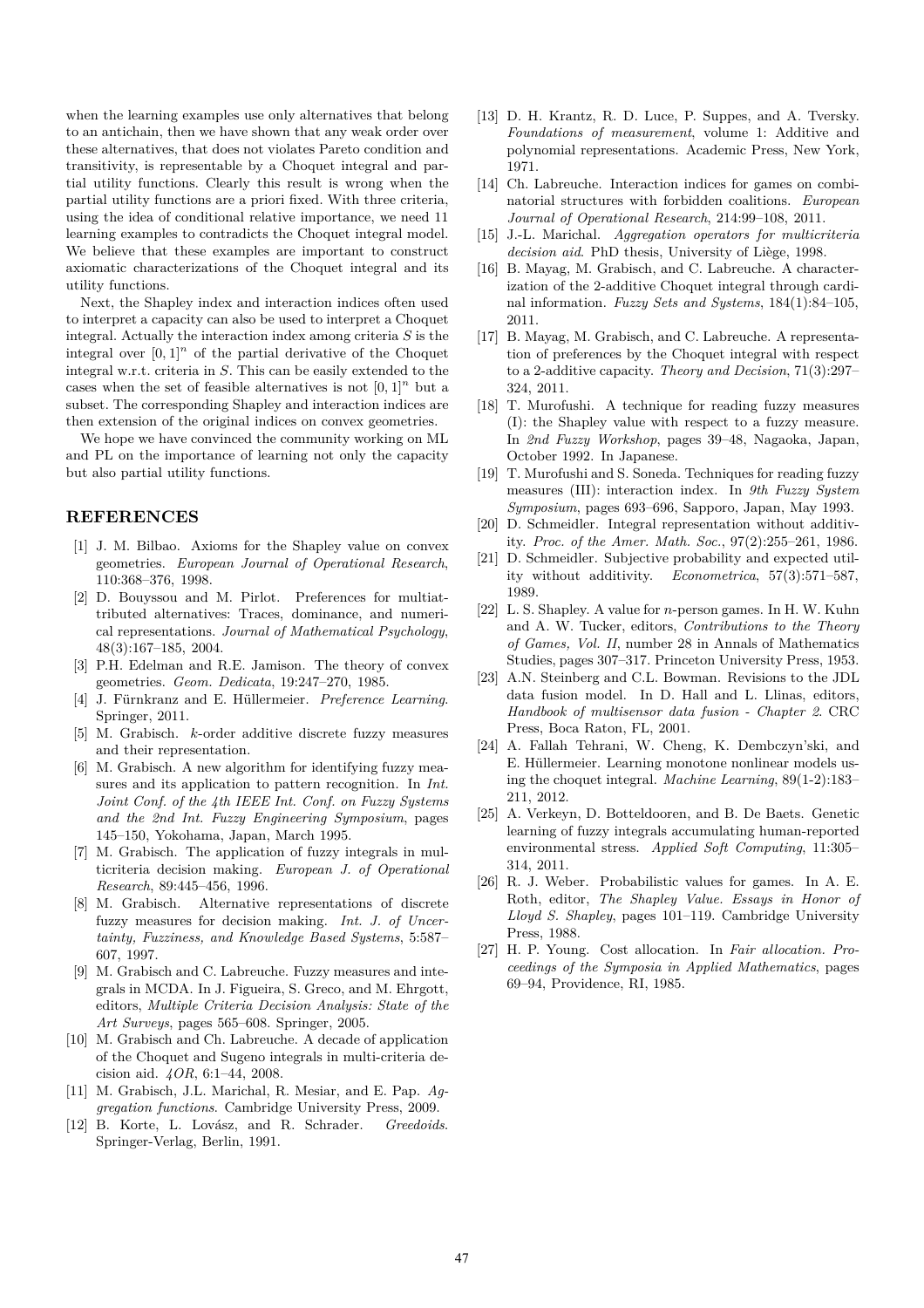when the learning examples use only alternatives that belong to an antichain, then we have shown that any weak order over these alternatives, that does not violates Pareto condition and transitivity, is representable by a Choquet integral and partial utility functions. Clearly this result is wrong when the partial utility functions are a priori fixed. With three criteria, using the idea of conditional relative importance, we need 11 learning examples to contradicts the Choquet integral model. We believe that these examples are important to construct axiomatic characterizations of the Choquet integral and its utility functions.

Next, the Shapley index and interaction indices often used to interpret a capacity can also be used to interpret a Choquet integral. Actually the interaction index among criteria $S$ is the integral over $[0, 1]^n$ of the partial derivative of the Choquet integral w.r.t. criteria in $S$. This can be easily extended to the cases when the set of feasible alternatives is not $[0, 1]^n$ but a subset. The corresponding Shapley and interaction indices are then extension of the original indices on convex geometries.

We hope we have convinced the community working on ML and PL on the importance of learning not only the capacity but also partial utility functions.

## REFERENCES

[1] J. M. Bilbao. Axioms for the Shapley value on convex geometries. *European Journal of Operational Research*, 110:368–376, 1998.

[2] D. Bouyssou and M. Pirlot. Preferences for multiattributed alternatives: Traces, dominance, and numerical representations. *Journal of Mathematical Psychology*, 48(3):167–185, 2004.

[3] P.H. Edelman and R.E. Jamison. The theory of convex geometries. *Geom. Dedicata*, 19:247–270, 1985.

[4] J. Fürnkranz and E. Hüllermeier. *Preference Learning*. Springer, 2011.

[5] M. Grabisch. *k*-order additive discrete fuzzy measures and their representation.

[6] M. Grabisch. A new algorithm for identifying fuzzy measures and its application to pattern recognition. In *Int. Joint Conf. of the 4th IEEE Int. Conf. on Fuzzy Systems and the 2nd Int. Fuzzy Engineering Symposium*, pages 145–150, Yokohama, Japan, March 1995.

[7] M. Grabisch. The application of fuzzy integrals in multicriteria decision making. *European J. of Operational Research*, 89:445–456, 1996.

[8] M. Grabisch. Alternative representations of discrete fuzzy measures for decision making. *Int. J. of Uncertainty, Fuzziness, and Knowledge Based Systems*, 5:587–607, 1997.

[9] M. Grabisch and C. Labreuche. Fuzzy measures and integrals in MCDA. In J. Figueira, S. Greco, and M. Ehrgott, editors, *Multiple Criteria Decision Analysis: State of the Art Surveys*, pages 565–608. Springer, 2005.

[10] M. Grabisch and Ch. Labreuche. A decade of application of the Choquet and Sugeno integrals in multi-criteria decision aid. *4OR*, 6:1–44, 2008.

[11] M. Grabisch, J.L. Marichal, R. Mesiar, and E. Pap. *Aggregation functions*. Cambridge University Press, 2009.

[12] B. Korte, L. Lovász, and R. Schrader. *Greedoids*. Springer-Verlag, Berlin, 1991.

[13] D. H. Krantz, R. D. Luce, P. Suppes, and A. Tversky. *Foundations of measurement*, volume 1: Additive and polynomial representations. Academic Press, New York, 1971.

[14] Ch. Labreuche. Interaction indices for games on combinatorial structures with forbidden coalitions. *European Journal of Operational Research*, 214:99–108, 2011.

[15] J.-L. Marichal. *Aggregation operators for multicriteria decision aid*. PhD thesis, University of Liège, 1998.

[16] B. Mayag, M. Grabisch, and C. Labreuche. A characterization of the 2-additive Choquet integral through cardinal information. *Fuzzy Sets and Systems*, 184(1):84–105, 2011.

[17] B. Mayag, M. Grabisch, and C. Labreuche. A representation of preferences by the Choquet integral with respect to a 2-additive capacity. *Theory and Decision*, 71(3):297–324, 2011.

[18] T. Murofushi. A technique for reading fuzzy measures (I): the Shapley value with respect to a fuzzy measure. In *2nd Fuzzy Workshop*, pages 39–48, Nagaoka, Japan, October 1992. In Japanese.

[19] T. Murofushi and S. Soneda. Techniques for reading fuzzy measures (III): interaction index. In *9th Fuzzy System Symposium*, pages 693–696, Sapporo, Japan, May 1993.

[20] D. Schmeidler. Integral representation without additivity. *Proc. of the Amer. Math. Soc.*, 97(2):255–261, 1986.

[21] D. Schmeidler. Subjective probability and expected utility without additivity. *Econometrica*, 57(3):571–587, 1989.

[22] L. S. Shapley. A value for $n$-person games. In H. W. Kuhn and A. W. Tucker, editors, *Contributions to the Theory of Games, Vol. II*, number 28 in Annals of Mathematics Studies, pages 307–317. Princeton University Press, 1953.

[23] A.N. Steinberg and C.L. Bowman. Revisions to the JDL data fusion model. In D. Hall and L. Llinas, editors, *Handbook of multisensor data fusion - Chapter 2*. CRC Press, Boca Raton, FL, 2001.

[24] A. Fallah Tehrani, W. Cheng, K. Dembczyn'ski, and E. Hüllermeier. Learning monotone nonlinear models using the choquet integral. *Machine Learning*, 89(1-2):183–211, 2012.

[25] A. Verkeyn, D. Botteldooren, and B. De Baets. Genetic learning of fuzzy integrals accumulating human-reported environmental stress. *Applied Soft Computing*, 11:305–314, 2011.

[26] R. J. Weber. Probabilistic values for games. In A. E. Roth, editor, *The Shapley Value. Essays in Honor of Lloyd S. Shapley*, pages 101–119. Cambridge University Press, 1988.

[27] H. P. Young. Cost allocation. In *Fair allocation. Proceedings of the Symposia in Applied Mathematics*, pages 69–94, Providence, RI, 1985.